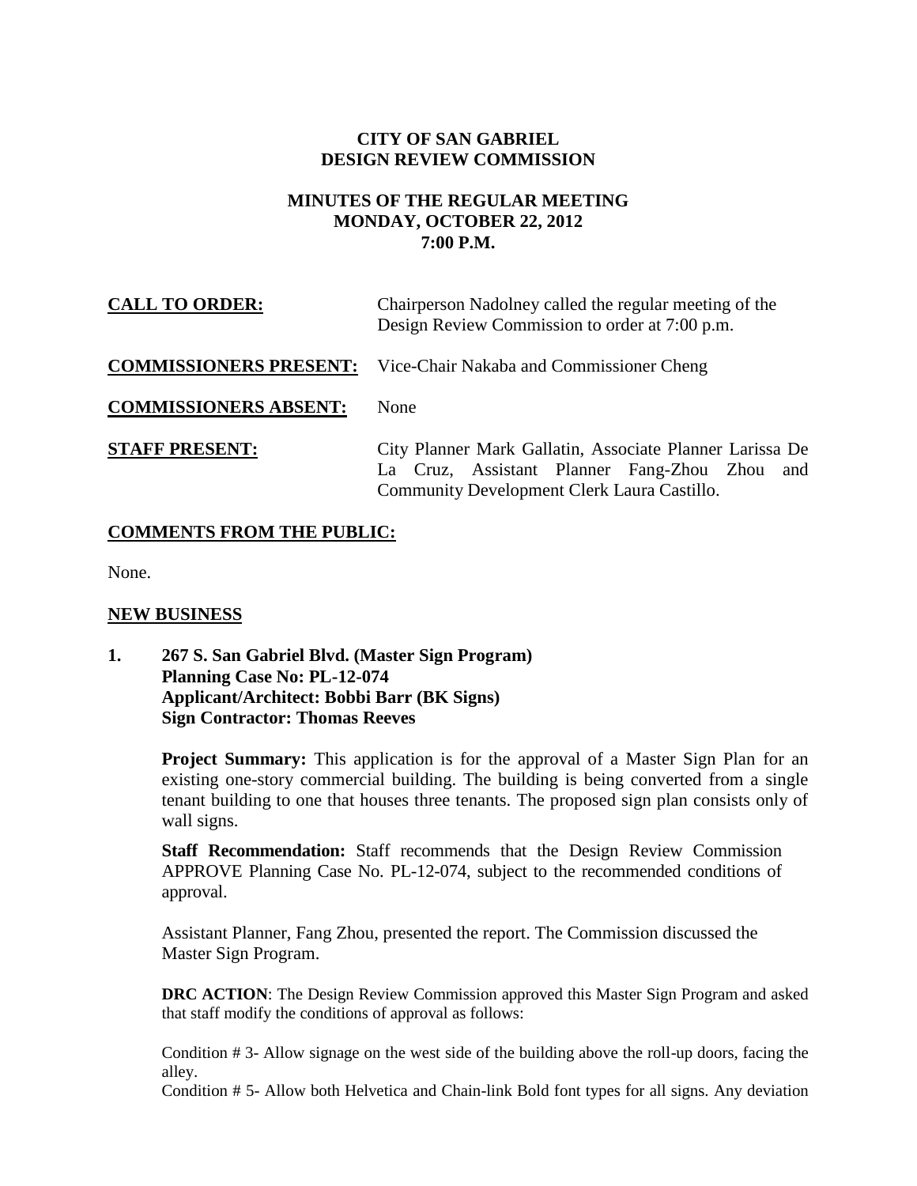**CITY OF SAN GABRIEL**
**DESIGN REVIEW COMMISSION**

**MINUTES OF THE REGULAR MEETING**
**MONDAY, OCTOBER 22, 2012**
**7:00 P.M.**

**CALL TO ORDER:** Chairperson Nadolney called the regular meeting of the Design Review Commission to order at 7:00 p.m.

**COMMISSIONERS PRESENT:** Vice-Chair Nakaba and Commissioner Cheng

**COMMISSIONERS ABSENT:** None

**STAFF PRESENT:** City Planner Mark Gallatin, Associate Planner Larissa De La Cruz, Assistant Planner Fang-Zhou Zhou and Community Development Clerk Laura Castillo.

## COMMENTS FROM THE PUBLIC:

None.

## NEW BUSINESS

**1. 267 S. San Gabriel Blvd. (Master Sign Program)**
**Planning Case No: PL-12-074**
**Applicant/Architect: Bobbi Barr (BK Signs)**
**Sign Contractor: Thomas Reeves**

**Project Summary:** This application is for the approval of a Master Sign Plan for an existing one-story commercial building. The building is being converted from a single tenant building to one that houses three tenants. The proposed sign plan consists only of wall signs.

**Staff Recommendation:** Staff recommends that the Design Review Commission APPROVE Planning Case No. PL-12-074, subject to the recommended conditions of approval.

Assistant Planner, Fang Zhou, presented the report. The Commission discussed the Master Sign Program.

**DRC ACTION**: The Design Review Commission approved this Master Sign Program and asked that staff modify the conditions of approval as follows:

Condition # 3- Allow signage on the west side of the building above the roll-up doors, facing the alley.
Condition # 5- Allow both Helvetica and Chain-link Bold font types for all signs. Any deviation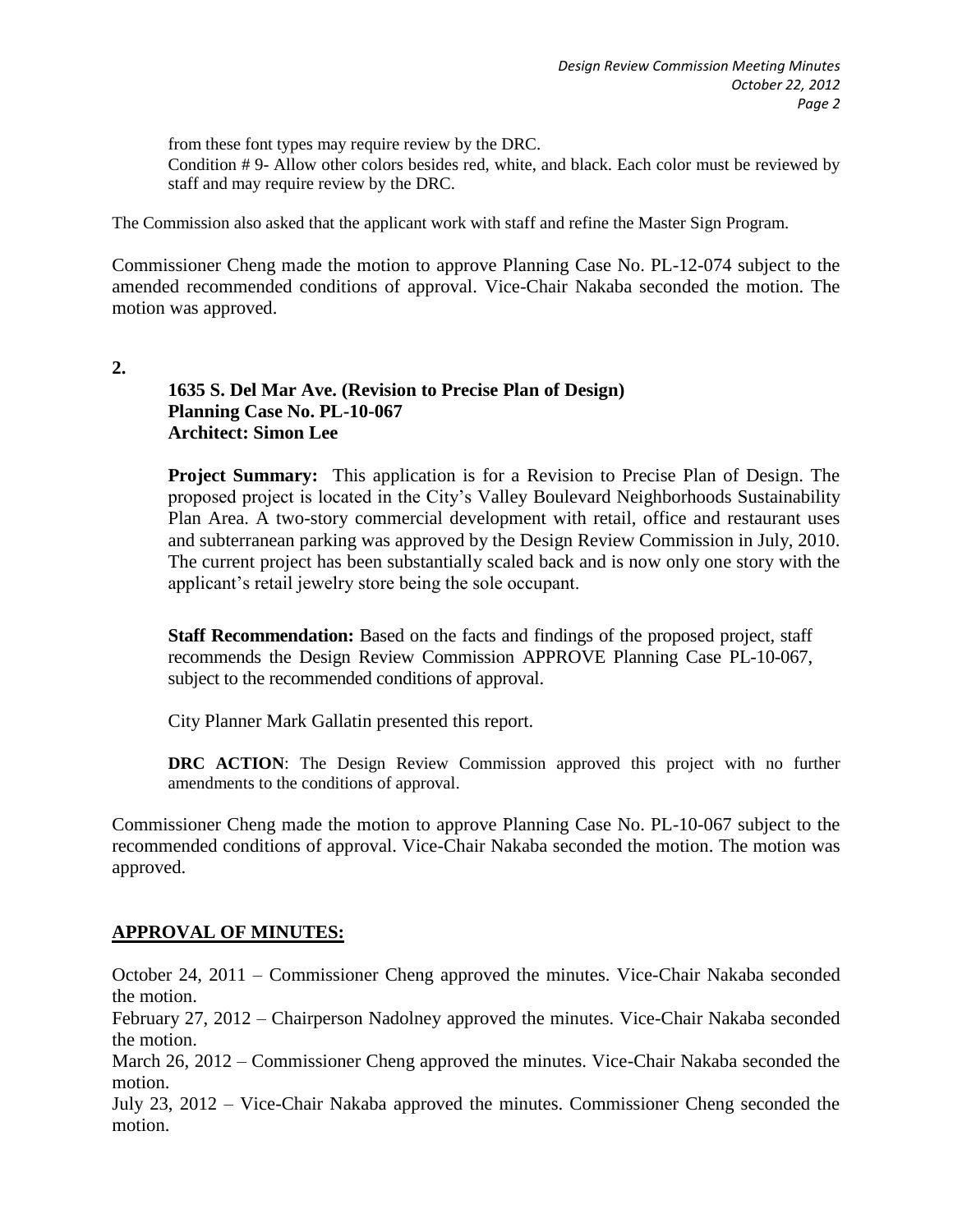from these font types may require review by the DRC.
Condition # 9- Allow other colors besides red, white, and black. Each color must be reviewed by staff and may require review by the DRC.

The Commission also asked that the applicant work with staff and refine the Master Sign Program.

Commissioner Cheng made the motion to approve Planning Case No. PL-12-074 subject to the amended recommended conditions of approval. Vice-Chair Nakaba seconded the motion. The motion was approved.

**2.**

**1635 S. Del Mar Ave. (Revision to Precise Plan of Design)**
**Planning Case No. PL-10-067**
**Architect: Simon Lee**

**Project Summary:** This application is for a Revision to Precise Plan of Design. The proposed project is located in the City's Valley Boulevard Neighborhoods Sustainability Plan Area. A two-story commercial development with retail, office and restaurant uses and subterranean parking was approved by the Design Review Commission in July, 2010. The current project has been substantially scaled back and is now only one story with the applicant's retail jewelry store being the sole occupant.

**Staff Recommendation:** Based on the facts and findings of the proposed project, staff recommends the Design Review Commission APPROVE Planning Case PL-10-067, subject to the recommended conditions of approval.

City Planner Mark Gallatin presented this report.

**DRC ACTION**: The Design Review Commission approved this project with no further amendments to the conditions of approval.

Commissioner Cheng made the motion to approve Planning Case No. PL-10-067 subject to the recommended conditions of approval. Vice-Chair Nakaba seconded the motion. The motion was approved.

## APPROVAL OF MINUTES:

October 24, 2011 – Commissioner Cheng approved the minutes. Vice-Chair Nakaba seconded the motion.
February 27, 2012 – Chairperson Nadolney approved the minutes. Vice-Chair Nakaba seconded the motion.
March 26, 2012 – Commissioner Cheng approved the minutes. Vice-Chair Nakaba seconded the motion.
July 23, 2012 – Vice-Chair Nakaba approved the minutes. Commissioner Cheng seconded the motion.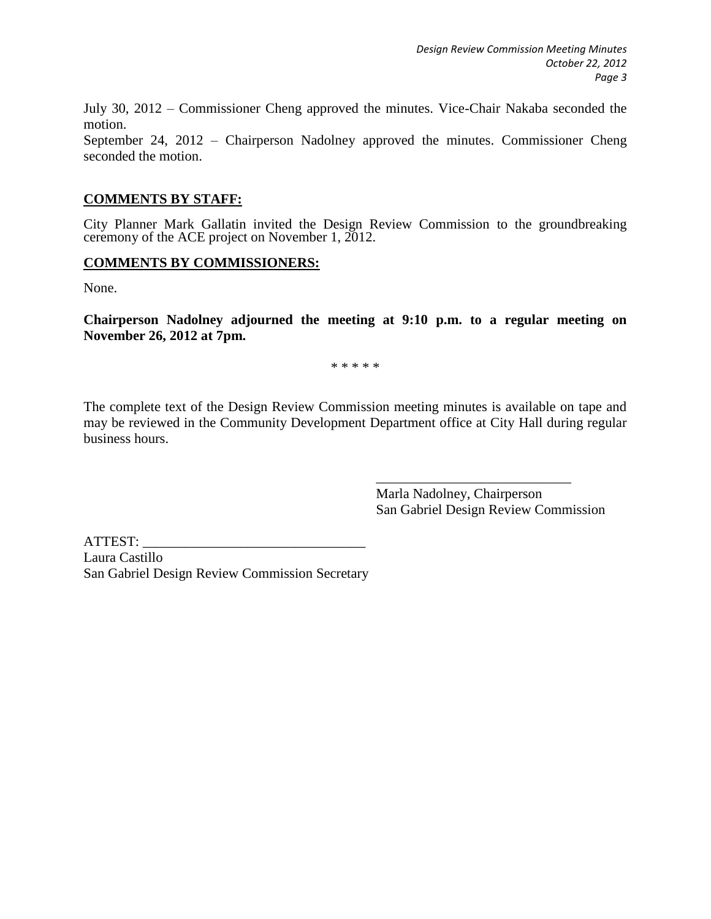July 30, 2012 – Commissioner Cheng approved the minutes. Vice-Chair Nakaba seconded the motion.
September 24, 2012 – Chairperson Nadolney approved the minutes. Commissioner Cheng seconded the motion.

## COMMENTS BY STAFF:

City Planner Mark Gallatin invited the Design Review Commission to the groundbreaking ceremony of the ACE project on November 1, 2012.

## COMMENTS BY COMMISSIONERS:

None.

**Chairperson Nadolney adjourned the meeting at 9:10 p.m. to a regular meeting on November 26, 2012 at 7pm.**

* * * * *

The complete text of the Design Review Commission meeting minutes is available on tape and may be reviewed in the Community Development Department office at City Hall during regular business hours.

\_\_\_\_\_\_\_\_\_\_\_\_\_\_\_\_\_\_\_\_\_\_\_\_\_\_\_\_
Marla Nadolney, Chairperson
San Gabriel Design Review Commission

ATTEST: \_\_\_\_\_\_\_\_\_\_\_\_\_\_\_\_\_\_\_\_\_\_\_\_\_\_\_\_\_\_\_\_
Laura Castillo
San Gabriel Design Review Commission Secretary